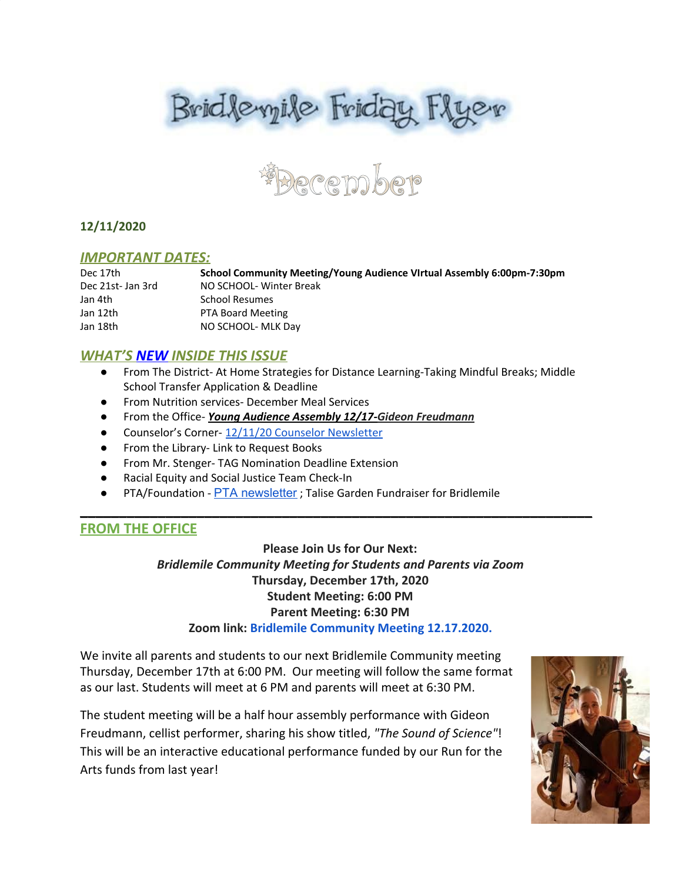# Bridlemile Friday Flyer

## December

**12/11/2020**

## *IMPORTANT DATES:*

| | |
|---|---|
| Dec 17th | **School Community Meeting/Young Audience VIrtual Assembly 6:00pm-7:30pm** |
| Dec 21st- Jan 3rd | NO SCHOOL- Winter Break |
| Jan 4th | School Resumes |
| Jan 12th | PTA Board Meeting |
| Jan 18th | NO SCHOOL- MLK Day |

## *WHAT'S NEW INSIDE THIS ISSUE*

- From The District- At Home Strategies for Distance Learning-Taking Mindful Breaks; Middle School Transfer Application & Deadline
- From Nutrition services- December Meal Services
- From the Office- ***Young Audience Assembly 12/17-Gideon Freudmann***
- Counselor's Corner- 12/11/20 Counselor Newsletter
- From the Library- Link to Request Books
- From Mr. Stenger- TAG Nomination Deadline Extension
- Racial Equity and Social Justice Team Check-In
- PTA/Foundation - PTA newsletter ; Talise Garden Fundraiser for Bridlemile

---

## FROM THE OFFICE

**Please Join Us for Our Next:**
***Bridlemile Community Meeting for Students and Parents via Zoom***
**Thursday, December 17th, 2020**
**Student Meeting: 6:00 PM**
**Parent Meeting: 6:30 PM**
**Zoom link: Bridlemile Community Meeting 12.17.2020.**

We invite all parents and students to our next Bridlemile Community meeting Thursday, December 17th at 6:00 PM. Our meeting will follow the same format as our last. Students will meet at 6 PM and parents will meet at 6:30 PM.

The student meeting will be a half hour assembly performance with Gideon Freudmann, cellist performer, sharing his show titled, *"The Sound of Science"*! This will be an interactive educational performance funded by our Run for the Arts funds from last year!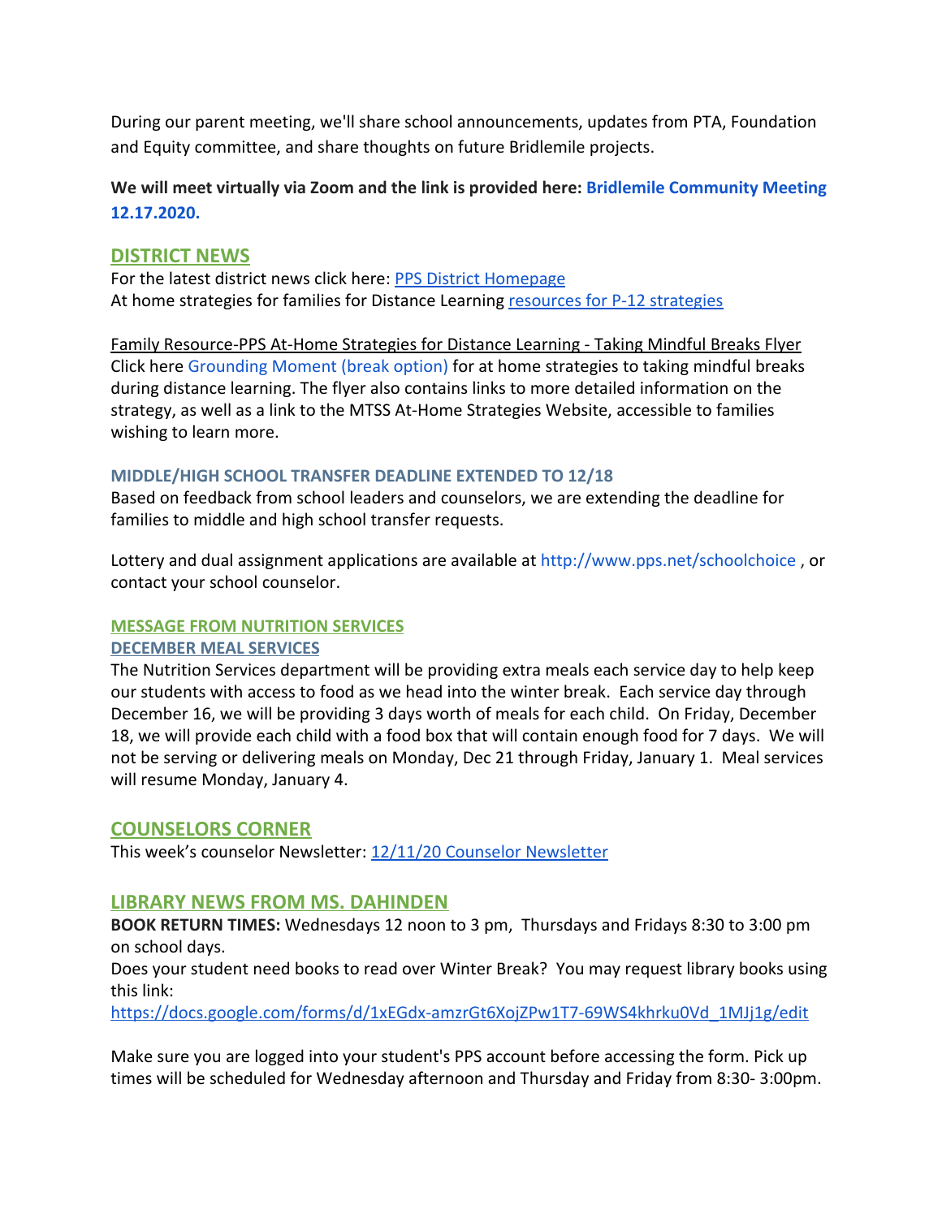During our parent meeting, we'll share school announcements, updates from PTA, Foundation and Equity committee, and share thoughts on future Bridlemile projects.

**We will meet virtually via Zoom and the link is provided here: Bridlemile Community Meeting 12.17.2020.**

## DISTRICT NEWS

For the latest district news click here: PPS District Homepage
At home strategies for families for Distance Learning resources for P-12 strategies

Family Resource-PPS At-Home Strategies for Distance Learning - Taking Mindful Breaks Flyer
Click here Grounding Moment (break option) for at home strategies to taking mindful breaks during distance learning. The flyer also contains links to more detailed information on the strategy, as well as a link to the MTSS At-Home Strategies Website, accessible to families wishing to learn more.

### MIDDLE/HIGH SCHOOL TRANSFER DEADLINE EXTENDED TO 12/18

Based on feedback from school leaders and counselors, we are extending the deadline for families to middle and high school transfer requests.

Lottery and dual assignment applications are available at http://www.pps.net/schoolchoice , or contact your school counselor.

### MESSAGE FROM NUTRITION SERVICES

### DECEMBER MEAL SERVICES

The Nutrition Services department will be providing extra meals each service day to help keep our students with access to food as we head into the winter break. Each service day through December 16, we will be providing 3 days worth of meals for each child. On Friday, December 18, we will provide each child with a food box that will contain enough food for 7 days. We will not be serving or delivering meals on Monday, Dec 21 through Friday, January 1. Meal services will resume Monday, January 4.

## COUNSELORS CORNER

This week's counselor Newsletter: 12/11/20 Counselor Newsletter

## LIBRARY NEWS FROM MS. DAHINDEN

**BOOK RETURN TIMES:** Wednesdays 12 noon to 3 pm, Thursdays and Fridays 8:30 to 3:00 pm on school days.
Does your student need books to read over Winter Break? You may request library books using this link:
https://docs.google.com/forms/d/1xEGdx-amzrGt6XojZPw1T7-69WS4khrku0Vd_1MJj1g/edit

Make sure you are logged into your student's PPS account before accessing the form. Pick up times will be scheduled for Wednesday afternoon and Thursday and Friday from 8:30- 3:00pm.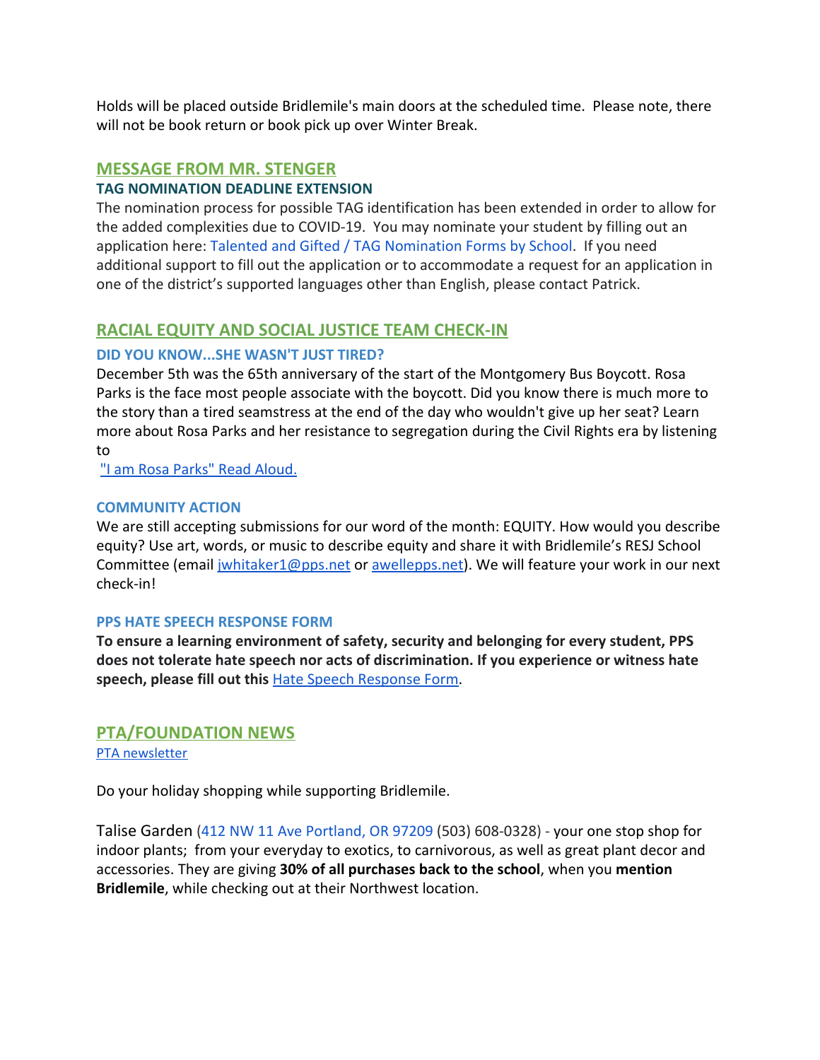Holds will be placed outside Bridlemile's main doors at the scheduled time. Please note, there will not be book return or book pick up over Winter Break.

## MESSAGE FROM MR. STENGER

### TAG NOMINATION DEADLINE EXTENSION

The nomination process for possible TAG identification has been extended in order to allow for the added complexities due to COVID-19. You may nominate your student by filling out an application here: Talented and Gifted / TAG Nomination Forms by School. If you need additional support to fill out the application or to accommodate a request for an application in one of the district's supported languages other than English, please contact Patrick.

## RACIAL EQUITY AND SOCIAL JUSTICE TEAM CHECK-IN

### DID YOU KNOW...SHE WASN'T JUST TIRED?

December 5th was the 65th anniversary of the start of the Montgomery Bus Boycott. Rosa Parks is the face most people associate with the boycott. Did you know there is much more to the story than a tired seamstress at the end of the day who wouldn't give up her seat? Learn more about Rosa Parks and her resistance to segregation during the Civil Rights era by listening to

"I am Rosa Parks" Read Aloud.

### COMMUNITY ACTION

We are still accepting submissions for our word of the month: EQUITY. How would you describe equity? Use art, words, or music to describe equity and share it with Bridlemile's RESJ School Committee (email jwhitaker1@pps.net or awellepps.net). We will feature your work in our next check-in!

### PPS HATE SPEECH RESPONSE FORM

**To ensure a learning environment of safety, security and belonging for every student, PPS does not tolerate hate speech nor acts of discrimination. If you experience or witness hate speech, please fill out this** Hate Speech Response Form.

## PTA/FOUNDATION NEWS

PTA newsletter

Do your holiday shopping while supporting Bridlemile.

Talise Garden (412 NW 11 Ave Portland, OR 97209 (503) 608-0328) - your one stop shop for indoor plants; from your everyday to exotics, to carnivorous, as well as great plant decor and accessories. They are giving **30% of all purchases back to the school**, when you **mention Bridlemile**, while checking out at their Northwest location.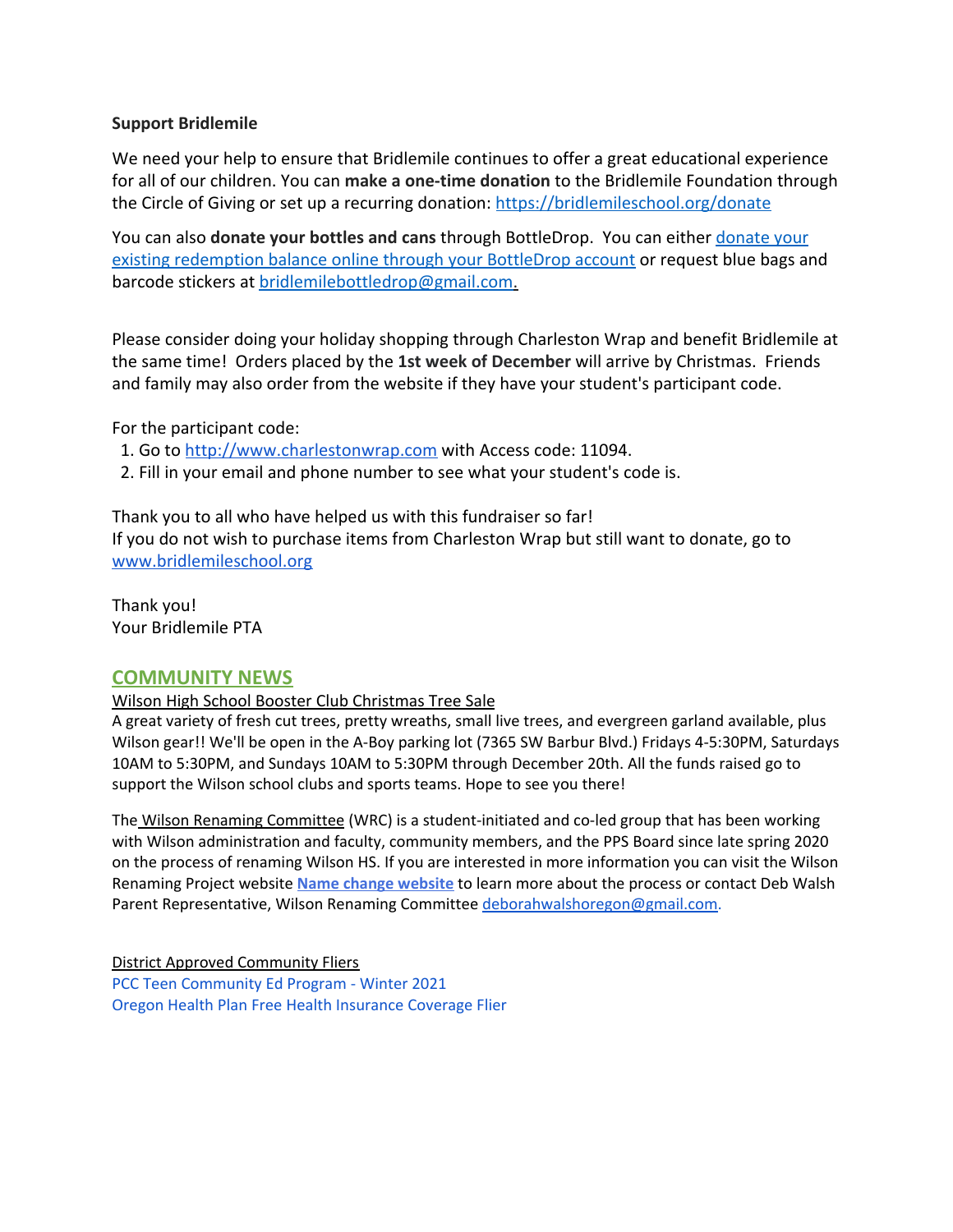**Support Bridlemile**

We need your help to ensure that Bridlemile continues to offer a great educational experience for all of our children. You can **make a one-time donation** to the Bridlemile Foundation through the Circle of Giving or set up a recurring donation: https://bridlemileschool.org/donate

You can also **donate your bottles and cans** through BottleDrop. You can either donate your existing redemption balance online through your BottleDrop account or request blue bags and barcode stickers at bridlemilebottledrop@gmail.com.

Please consider doing your holiday shopping through Charleston Wrap and benefit Bridlemile at the same time! Orders placed by the **1st week of December** will arrive by Christmas. Friends and family may also order from the website if they have your student's participant code.

For the participant code:

1. Go to http://www.charlestonwrap.com with Access code: 11094.
2. Fill in your email and phone number to see what your student's code is.

Thank you to all who have helped us with this fundraiser so far!
If you do not wish to purchase items from Charleston Wrap but still want to donate, go to www.bridlemileschool.org

Thank you!
Your Bridlemile PTA

## COMMUNITY NEWS

Wilson High School Booster Club Christmas Tree Sale

A great variety of fresh cut trees, pretty wreaths, small live trees, and evergreen garland available, plus Wilson gear!! We'll be open in the A-Boy parking lot (7365 SW Barbur Blvd.) Fridays 4-5:30PM, Saturdays 10AM to 5:30PM, and Sundays 10AM to 5:30PM through December 20th. All the funds raised go to support the Wilson school clubs and sports teams. Hope to see you there!

The Wilson Renaming Committee (WRC) is a student-initiated and co-led group that has been working with Wilson administration and faculty, community members, and the PPS Board since late spring 2020 on the process of renaming Wilson HS. If you are interested in more information you can visit the Wilson Renaming Project website **Name change website** to learn more about the process or contact Deb Walsh Parent Representative, Wilson Renaming Committee deborahwalshoregon@gmail.com.

District Approved Community Fliers

PCC Teen Community Ed Program - Winter 2021

Oregon Health Plan Free Health Insurance Coverage Flier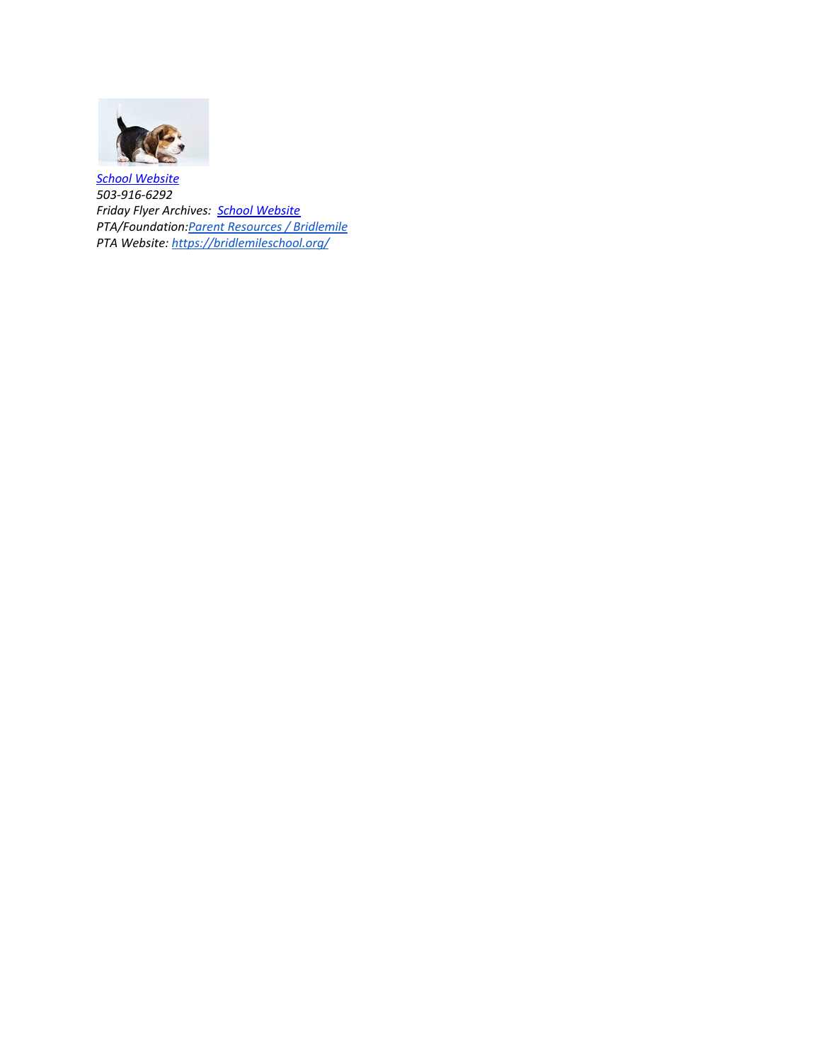*[School Website](#)*
*503-916-6292*
*Friday Flyer Archives: [School Website](#)*
*PTA/Foundation:[Parent Resources / Bridlemile](#)*
*PTA Website: [https://bridlemileschool.org/](https://bridlemileschool.org/)*